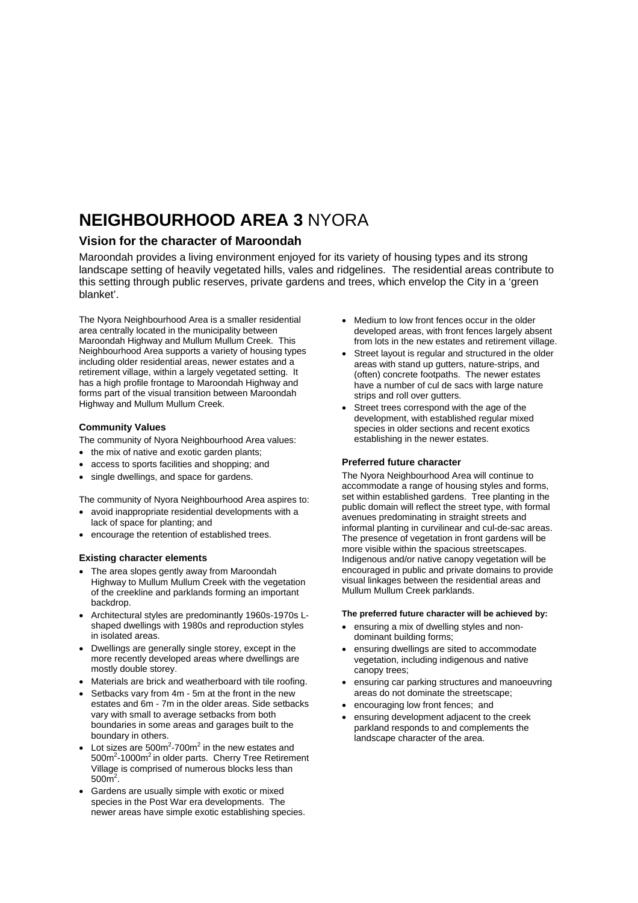# NEIGHBOURHOOD AREA 3 NYORA

## Vision for the character of Maroondah

Maroondah provides a living environment enjoyed for its variety of housing types and its strong landscape setting of heavily vegetated hills, vales and ridgelines. The residential areas contribute to this setting through public reserves, private gardens and trees, which envelop the City in a 'green blanket'.

The Nyora Neighbourhood Area is a smaller residential area centrally located in the municipality between Maroondah Highway and Mullum Mullum Creek. This Neighbourhood Area supports a variety of housing types including older residential areas, newer estates and a retirement village, within a largely vegetated setting. It has a high profile frontage to Maroondah Highway and forms part of the visual transition between Maroondah Highway and Mullum Mullum Creek.

### Community Values

The community of Nyora Neighbourhood Area values:

- the mix of native and exotic garden plants;
- access to sports facilities and shopping; and
- single dwellings, and space for gardens.

The community of Nyora Neighbourhood Area aspires to:

- avoid inappropriate residential developments with a lack of space for planting; and
- encourage the retention of established trees.

### Existing character elements

- The area slopes gently away from Maroondah Highway to Mullum Mullum Creek with the vegetation of the creekline and parklands forming an important backdrop.
- Architectural styles are predominantly 1960s-1970s L-shaped dwellings with 1980s and reproduction styles in isolated areas.
- Dwellings are generally single storey, except in the more recently developed areas where dwellings are mostly double storey.
- Materials are brick and weatherboard with tile roofing.
- Setbacks vary from 4m - 5m at the front in the new estates and 6m - 7m in the older areas. Side setbacks vary with small to average setbacks from both boundaries in some areas and garages built to the boundary in others.
- Lot sizes are $500m^2$-$700m^2$ in the new estates and $500m^2$-$1000m^2$ in older parts. Cherry Tree Retirement Village is comprised of numerous blocks less than $500m^2$.
- Gardens are usually simple with exotic or mixed species in the Post War era developments. The newer areas have simple exotic establishing species.
- Medium to low front fences occur in the older developed areas, with front fences largely absent from lots in the new estates and retirement village.
- Street layout is regular and structured in the older areas with stand up gutters, nature-strips, and (often) concrete footpaths. The newer estates have a number of cul de sacs with large nature strips and roll over gutters.
- Street trees correspond with the age of the development, with established regular mixed species in older sections and recent exotics establishing in the newer estates.

### Preferred future character

The Nyora Neighbourhood Area will continue to accommodate a range of housing styles and forms, set within established gardens. Tree planting in the public domain will reflect the street type, with formal avenues predominating in straight streets and informal planting in curvilinear and cul-de-sac areas. The presence of vegetation in front gardens will be more visible within the spacious streetscapes. Indigenous and/or native canopy vegetation will be encouraged in public and private domains to provide visual linkages between the residential areas and Mullum Mullum Creek parklands.

**The preferred future character will be achieved by:**

- ensuring a mix of dwelling styles and non-dominant building forms;
- ensuring dwellings are sited to accommodate vegetation, including indigenous and native canopy trees;
- ensuring car parking structures and manoeuvring areas do not dominate the streetscape;
- encouraging low front fences; and
- ensuring development adjacent to the creek parkland responds to and complements the landscape character of the area.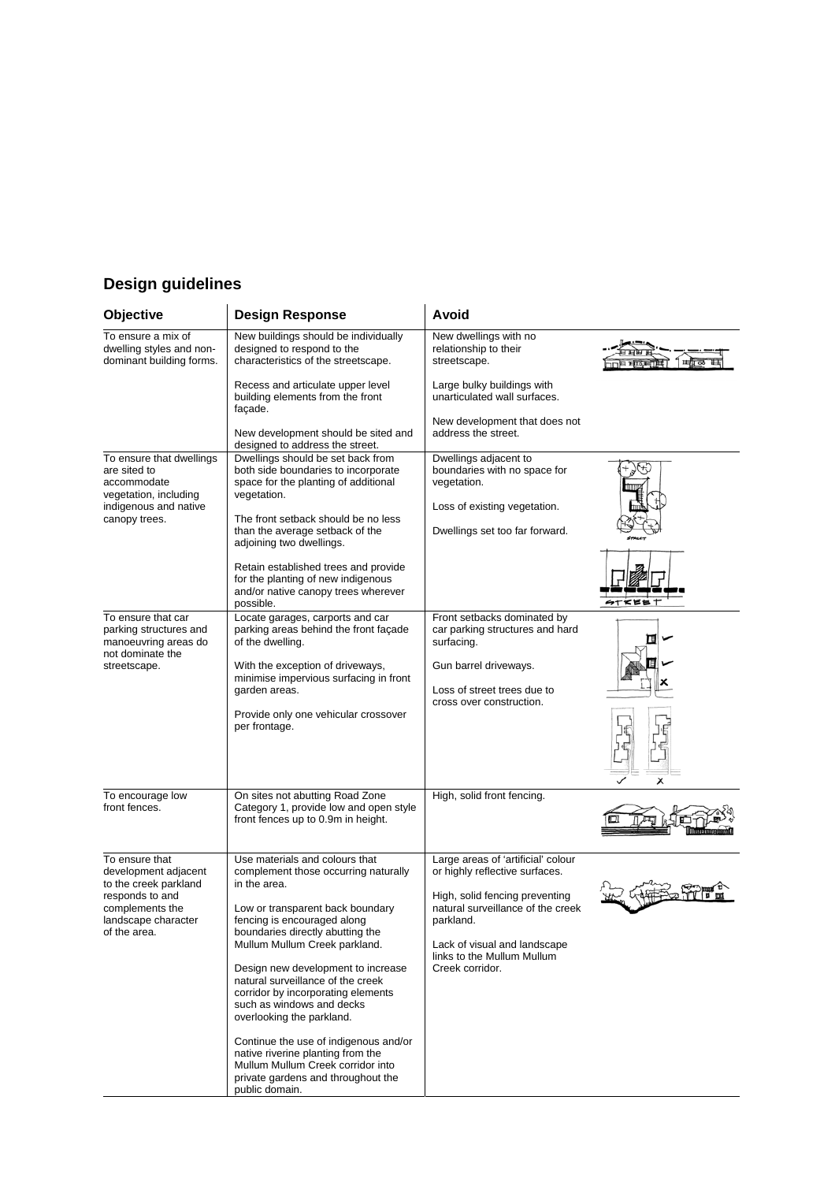## Design guidelines

| Objective | Design Response | Avoid |
|---|---|---|
| To ensure a mix of dwelling styles and non-dominant building forms. | New buildings should be individually designed to respond to the characteristics of the streetscape.<br><br>Recess and articulate upper level building elements from the front façade.<br><br>New development should be sited and designed to address the street. | New dwellings with no relationship to their streetscape.<br><br>Large bulky buildings with unarticulated wall surfaces.<br><br>New development that does not address the street. |
| To ensure that dwellings are sited to accommodate vegetation, including indigenous and native canopy trees. | Dwellings should be set back from both side boundaries to incorporate space for the planting of additional vegetation.<br><br>The front setback should be no less than the average setback of the adjoining two dwellings.<br><br>Retain established trees and provide for the planting of new indigenous and/or native canopy trees wherever possible. | Dwellings adjacent to boundaries with no space for vegetation.<br><br>Loss of existing vegetation.<br><br>Dwellings set too far forward. |
| To ensure that car parking structures and manoeuvring areas do not dominate the streetscape. | Locate garages, carports and car parking areas behind the front façade of the dwelling.<br><br>With the exception of driveways, minimise impervious surfacing in front garden areas.<br><br>Provide only one vehicular crossover per frontage. | Front setbacks dominated by car parking structures and hard surfacing.<br><br>Gun barrel driveways.<br><br>Loss of street trees due to cross over construction. |
| To encourage low front fences. | On sites not abutting Road Zone Category 1, provide low and open style front fences up to 0.9m in height. | High, solid front fencing. |
| To ensure that development adjacent to the creek parkland responds to and complements the landscape character of the area. | Use materials and colours that complement those occurring naturally in the area.<br><br>Low or transparent back boundary fencing is encouraged along boundaries directly abutting the Mullum Mullum Creek parkland.<br><br>Design new development to increase natural surveillance of the creek corridor by incorporating elements such as windows and decks overlooking the parkland.<br><br>Continue the use of indigenous and/or native riverine planting from the Mullum Mullum Creek corridor into private gardens and throughout the public domain. | Large areas of 'artificial' colour or highly reflective surfaces.<br><br>High, solid fencing preventing natural surveillance of the creek parkland.<br><br>Lack of visual and landscape links to the Mullum Mullum Creek corridor. |